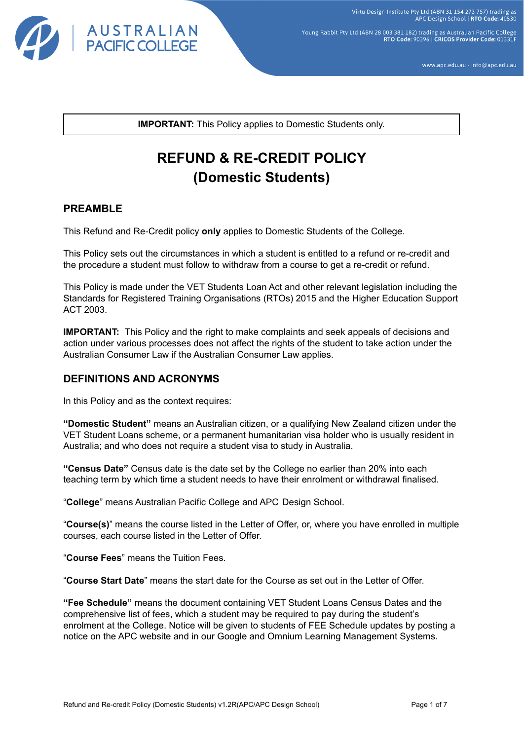**IMPORTANT:** This Policy applies to Domestic Students only.

# REFUND & RE-CREDIT POLICY (Domestic Students)

## PREAMBLE

This Refund and Re-Credit policy **only** applies to Domestic Students of the College.

This Policy sets out the circumstances in which a student is entitled to a refund or re-credit and the procedure a student must follow to withdraw from a course to get a re-credit or refund.

This Policy is made under the VET Students Loan Act and other relevant legislation including the Standards for Registered Training Organisations (RTOs) 2015 and the Higher Education Support ACT 2003.

**IMPORTANT:** This Policy and the right to make complaints and seek appeals of decisions and action under various processes does not affect the rights of the student to take action under the Australian Consumer Law if the Australian Consumer Law applies.

## DEFINITIONS AND ACRONYMS

In this Policy and as the context requires:

**"Domestic Student"** means an Australian citizen, or a qualifying New Zealand citizen under the VET Student Loans scheme, or a permanent humanitarian visa holder who is usually resident in Australia; and who does not require a student visa to study in Australia.

**"Census Date"** Census date is the date set by the College no earlier than 20% into each teaching term by which time a student needs to have their enrolment or withdrawal finalised.

"**College**" means Australian Pacific College and APC Design School.

"**Course(s)**" means the course listed in the Letter of Offer, or, where you have enrolled in multiple courses, each course listed in the Letter of Offer.

"**Course Fees**" means the Tuition Fees.

"**Course Start Date**" means the start date for the Course as set out in the Letter of Offer.

**"Fee Schedule"** means the document containing VET Student Loans Census Dates and the comprehensive list of fees, which a student may be required to pay during the student's enrolment at the College. Notice will be given to students of FEE Schedule updates by posting a notice on the APC website and in our Google and Omnium Learning Management Systems.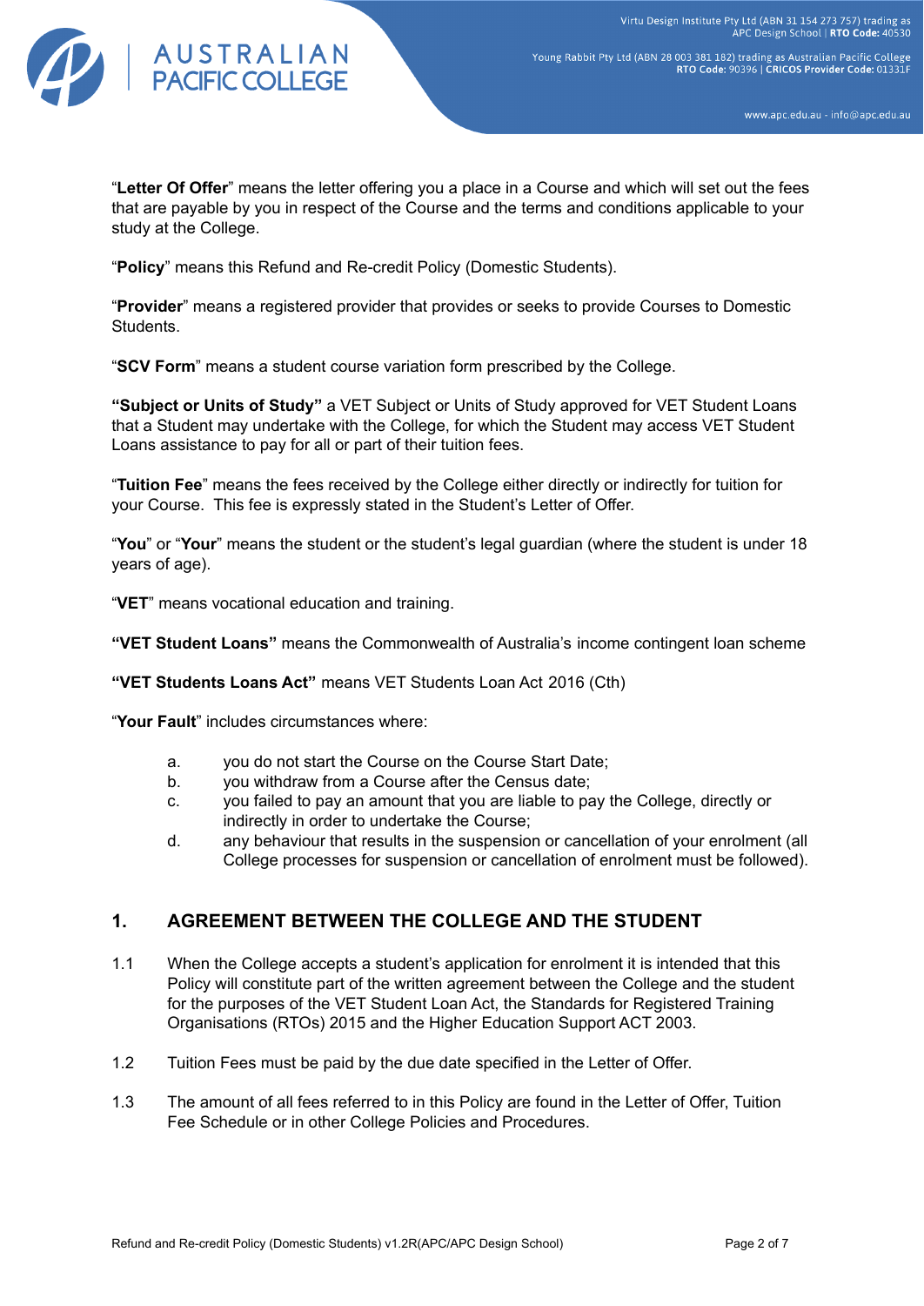"**Letter Of Offer**" means the letter offering you a place in a Course and which will set out the fees that are payable by you in respect of the Course and the terms and conditions applicable to your study at the College.

"**Policy**" means this Refund and Re-credit Policy (Domestic Students).

"**Provider**" means a registered provider that provides or seeks to provide Courses to Domestic Students.

"**SCV Form**" means a student course variation form prescribed by the College.

**"Subject or Units of Study"** a VET Subject or Units of Study approved for VET Student Loans that a Student may undertake with the College, for which the Student may access VET Student Loans assistance to pay for all or part of their tuition fees.

"**Tuition Fee**" means the fees received by the College either directly or indirectly for tuition for your Course. This fee is expressly stated in the Student's Letter of Offer.

"**You**" or "**Your**" means the student or the student's legal guardian (where the student is under 18 years of age).

"**VET**" means vocational education and training.

**"VET Student Loans"** means the Commonwealth of Australia's income contingent loan scheme

**"VET Students Loans Act"** means VET Students Loan Act 2016 (Cth)

"**Your Fault**" includes circumstances where:

a. you do not start the Course on the Course Start Date;
b. you withdraw from a Course after the Census date;
c. you failed to pay an amount that you are liable to pay the College, directly or indirectly in order to undertake the Course;
d. any behaviour that results in the suspension or cancellation of your enrolment (all College processes for suspension or cancellation of enrolment must be followed).

## 1. AGREEMENT BETWEEN THE COLLEGE AND THE STUDENT

1.1 When the College accepts a student's application for enrolment it is intended that this Policy will constitute part of the written agreement between the College and the student for the purposes of the VET Student Loan Act, the Standards for Registered Training Organisations (RTOs) 2015 and the Higher Education Support ACT 2003.

1.2 Tuition Fees must be paid by the due date specified in the Letter of Offer.

1.3 The amount of all fees referred to in this Policy are found in the Letter of Offer, Tuition Fee Schedule or in other College Policies and Procedures.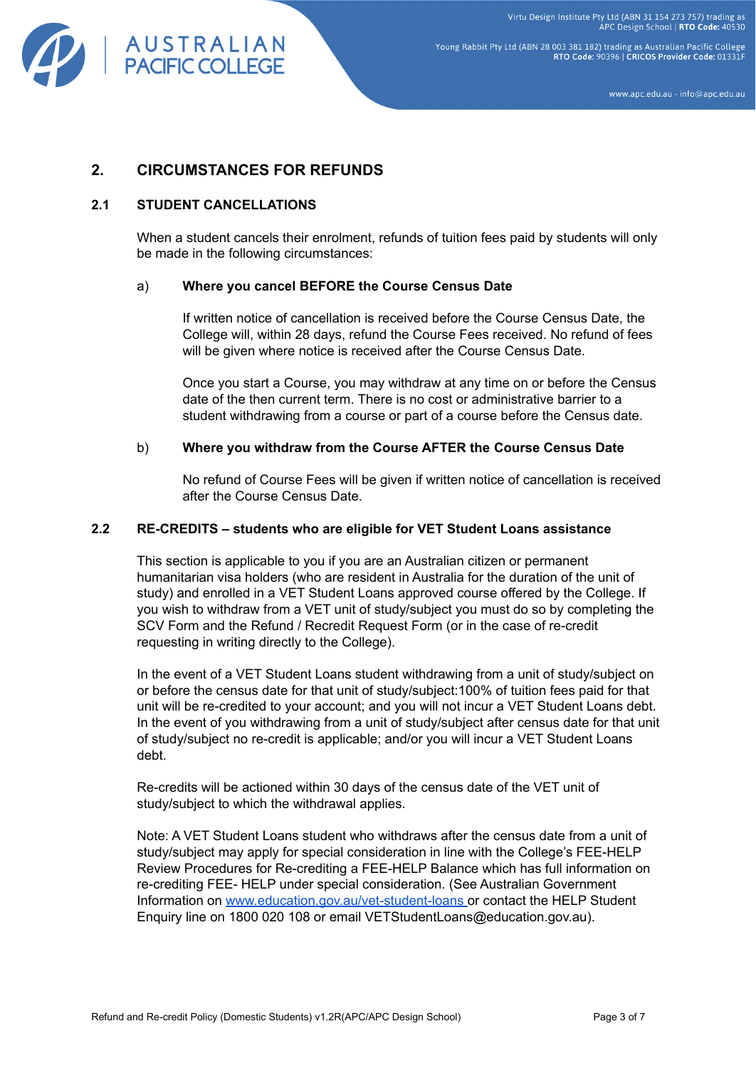## 2. CIRCUMSTANCES FOR REFUNDS

### 2.1 STUDENT CANCELLATIONS

When a student cancels their enrolment, refunds of tuition fees paid by students will only be made in the following circumstances:

a) **Where you cancel BEFORE the Course Census Date**

If written notice of cancellation is received before the Course Census Date, the College will, within 28 days, refund the Course Fees received. No refund of fees will be given where notice is received after the Course Census Date.

Once you start a Course, you may withdraw at any time on or before the Census date of the then current term. There is no cost or administrative barrier to a student withdrawing from a course or part of a course before the Census date.

b) **Where you withdraw from the Course AFTER the Course Census Date**

No refund of Course Fees will be given if written notice of cancellation is received after the Course Census Date.

### 2.2 RE-CREDITS – students who are eligible for VET Student Loans assistance

This section is applicable to you if you are an Australian citizen or permanent humanitarian visa holders (who are resident in Australia for the duration of the unit of study) and enrolled in a VET Student Loans approved course offered by the College. If you wish to withdraw from a VET unit of study/subject you must do so by completing the SCV Form and the Refund / Recredit Request Form (or in the case of re-credit requesting in writing directly to the College).

In the event of a VET Student Loans student withdrawing from a unit of study/subject on or before the census date for that unit of study/subject:100% of tuition fees paid for that unit will be re-credited to your account; and you will not incur a VET Student Loans debt. In the event of you withdrawing from a unit of study/subject after census date for that unit of study/subject no re-credit is applicable; and/or you will incur a VET Student Loans debt.

Re-credits will be actioned within 30 days of the census date of the VET unit of study/subject to which the withdrawal applies.

Note: A VET Student Loans student who withdraws after the census date from a unit of study/subject may apply for special consideration in line with the College's FEE-HELP Review Procedures for Re-crediting a FEE-HELP Balance which has full information on re-crediting FEE- HELP under special consideration. (See Australian Government Information on [www.education.gov.au/vet-student-loans](http://www.education.gov.au/vet-student-loans) or contact the HELP Student Enquiry line on 1800 020 108 or email VETStudentLoans@education.gov.au).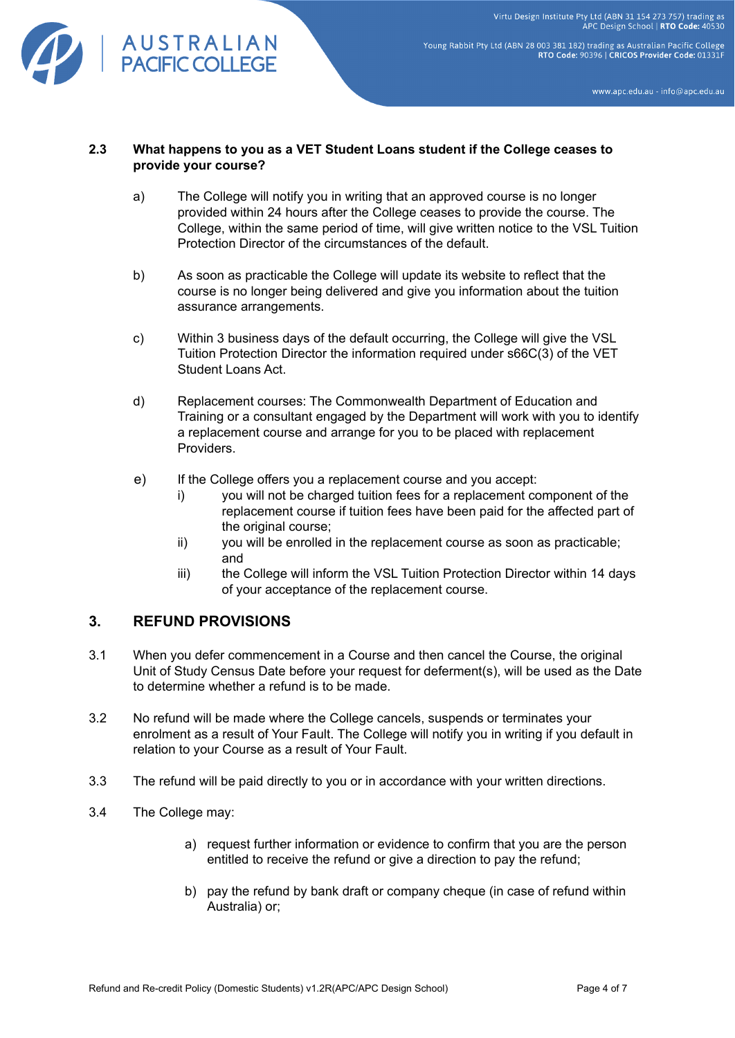### 2.3 What happens to you as a VET Student Loans student if the College ceases to provide your course?

a) The College will notify you in writing that an approved course is no longer provided within 24 hours after the College ceases to provide the course. The College, within the same period of time, will give written notice to the VSL Tuition Protection Director of the circumstances of the default.

b) As soon as practicable the College will update its website to reflect that the course is no longer being delivered and give you information about the tuition assurance arrangements.

c) Within 3 business days of the default occurring, the College will give the VSL Tuition Protection Director the information required under s66C(3) of the VET Student Loans Act.

d) Replacement courses: The Commonwealth Department of Education and Training or a consultant engaged by the Department will work with you to identify a replacement course and arrange for you to be placed with replacement Providers.

e) If the College offers you a replacement course and you accept:
   i) you will not be charged tuition fees for a replacement component of the replacement course if tuition fees have been paid for the affected part of the original course;
   ii) you will be enrolled in the replacement course as soon as practicable; and
   iii) the College will inform the VSL Tuition Protection Director within 14 days of your acceptance of the replacement course.

## 3. REFUND PROVISIONS

3.1 When you defer commencement in a Course and then cancel the Course, the original Unit of Study Census Date before your request for deferment(s), will be used as the Date to determine whether a refund is to be made.

3.2 No refund will be made where the College cancels, suspends or terminates your enrolment as a result of Your Fault. The College will notify you in writing if you default in relation to your Course as a result of Your Fault.

3.3 The refund will be paid directly to you or in accordance with your written directions.

3.4 The College may:

a) request further information or evidence to confirm that you are the person entitled to receive the refund or give a direction to pay the refund;

b) pay the refund by bank draft or company cheque (in case of refund within Australia) or;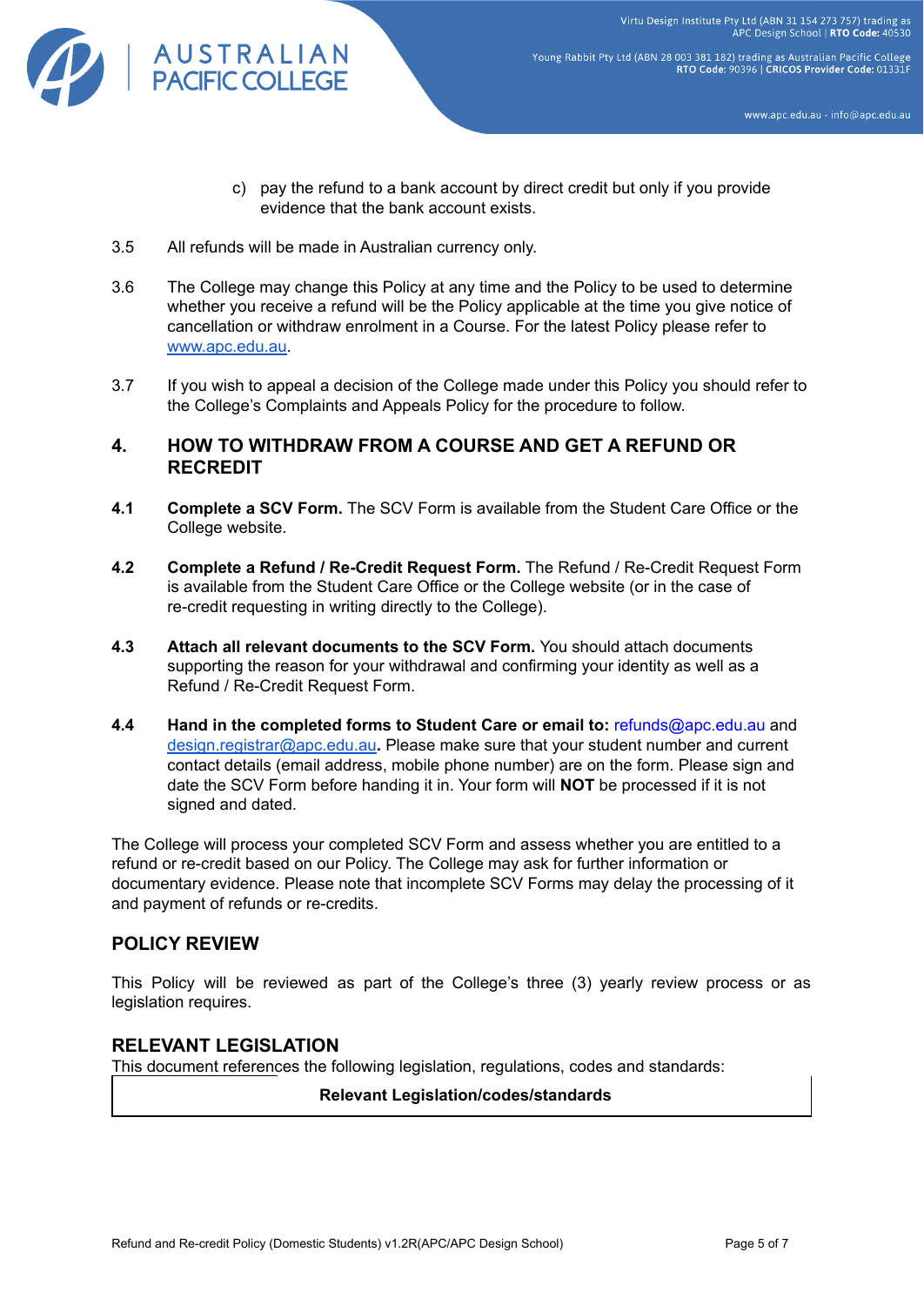c) pay the refund to a bank account by direct credit but only if you provide evidence that the bank account exists.

3.5 All refunds will be made in Australian currency only.

3.6 The College may change this Policy at any time and the Policy to be used to determine whether you receive a refund will be the Policy applicable at the time you give notice of cancellation or withdraw enrolment in a Course. For the latest Policy please refer to www.apc.edu.au.

3.7 If you wish to appeal a decision of the College made under this Policy you should refer to the College's Complaints and Appeals Policy for the procedure to follow.

## 4. HOW TO WITHDRAW FROM A COURSE AND GET A REFUND OR RECREDIT

**4.1 Complete a SCV Form.** The SCV Form is available from the Student Care Office or the College website.

**4.2 Complete a Refund / Re-Credit Request Form.** The Refund / Re-Credit Request Form is available from the Student Care Office or the College website (or in the case of re-credit requesting in writing directly to the College).

**4.3 Attach all relevant documents to the SCV Form.** You should attach documents supporting the reason for your withdrawal and confirming your identity as well as a Refund / Re-Credit Request Form.

**4.4 Hand in the completed forms to Student Care or email to:** refunds@apc.edu.au and design.registrar@apc.edu.au**.** Please make sure that your student number and current contact details (email address, mobile phone number) are on the form. Please sign and date the SCV Form before handing it in. Your form will **NOT** be processed if it is not signed and dated.

The College will process your completed SCV Form and assess whether you are entitled to a refund or re-credit based on our Policy. The College may ask for further information or documentary evidence. Please note that incomplete SCV Forms may delay the processing of it and payment of refunds or re-credits.

## POLICY REVIEW

This Policy will be reviewed as part of the College's three (3) yearly review process or as legislation requires.

## RELEVANT LEGISLATION

This document references the following legislation, regulations, codes and standards:

| Relevant Legislation/codes/standards |
| --- |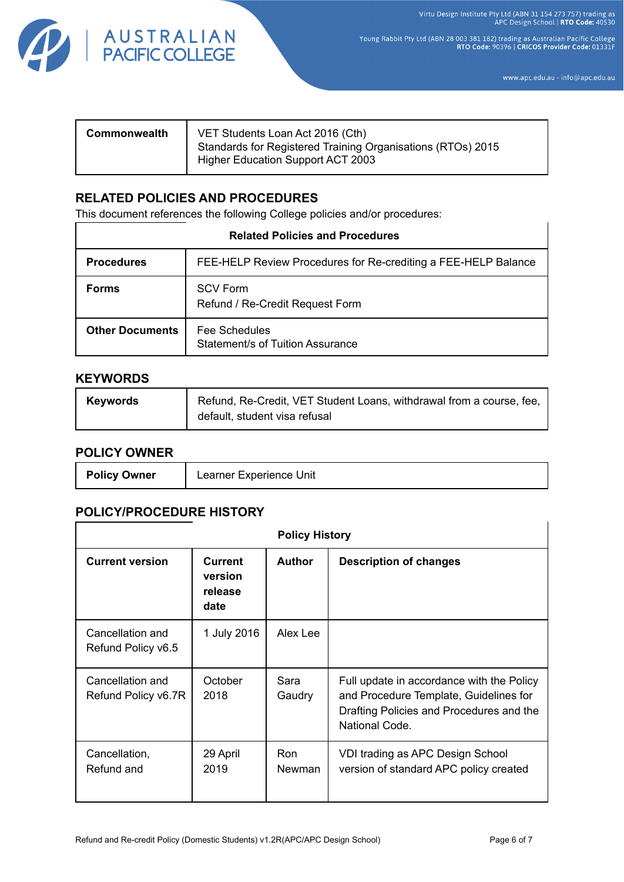| Commonwealth | VET Students Loan Act 2016 (Cth)<br>Standards for Registered Training Organisations (RTOs) 2015<br>Higher Education Support ACT 2003 |
|---|---|

## RELATED POLICIES AND PROCEDURES

This document references the following College policies and/or procedures:

| Related Policies and Procedures | |
|---|---|
| **Procedures** | FEE-HELP Review Procedures for Re-crediting a FEE-HELP Balance |
| **Forms** | SCV Form<br>Refund / Re-Credit Request Form |
| **Other Documents** | Fee Schedules<br>Statement/s of Tuition Assurance |

## KEYWORDS

| Keywords | Refund, Re-Credit, VET Student Loans, withdrawal from a course, fee, default, student visa refusal |
|---|---|

## POLICY OWNER

| Policy Owner | Learner Experience Unit |
|---|---|

## POLICY/PROCEDURE HISTORY

| Policy History | | | |
|---|---|---|---|
| **Current version** | **Current version release date** | **Author** | **Description of changes** |
| Cancellation and Refund Policy v6.5 | 1 July 2016 | Alex Lee | |
| Cancellation and Refund Policy v6.7R | October 2018 | Sara Gaudry | Full update in accordance with the Policy and Procedure Template, Guidelines for Drafting Policies and Procedures and the National Code. |
| Cancellation, Refund and | 29 April 2019 | Ron Newman | VDI trading as APC Design School version of standard APC policy created |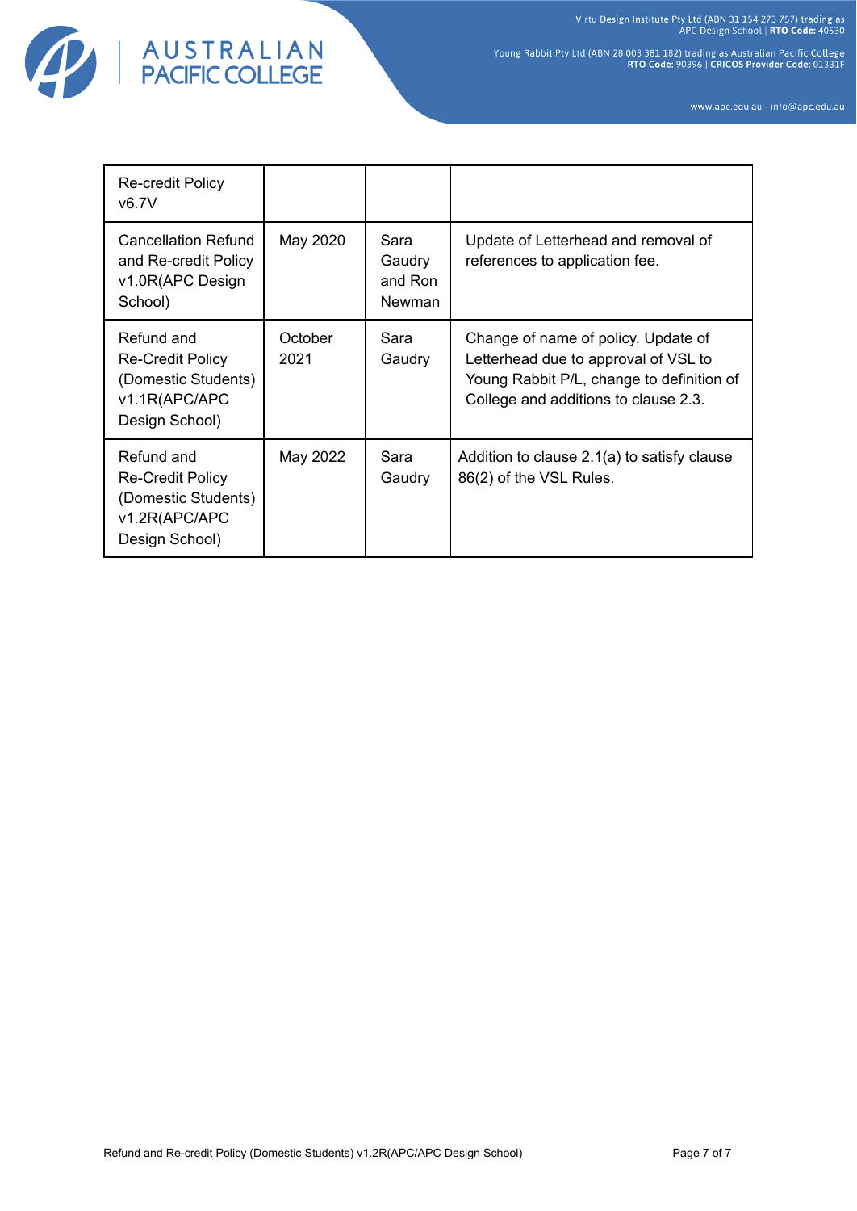| | | | |
|---|---|---|---|
| Re-credit Policy v6.7V | | | |
| Cancellation Refund and Re-credit Policy v1.0R(APC Design School) | May 2020 | Sara Gaudry and Ron Newman | Update of Letterhead and removal of references to application fee. |
| Refund and Re-Credit Policy (Domestic Students) v1.1R(APC/APC Design School) | October 2021 | Sara Gaudry | Change of name of policy. Update of Letterhead due to approval of VSL to Young Rabbit P/L, change to definition of College and additions to clause 2.3. |
| Refund and Re-Credit Policy (Domestic Students) v1.2R(APC/APC Design School) | May 2022 | Sara Gaudry | Addition to clause 2.1(a) to satisfy clause 86(2) of the VSL Rules. |